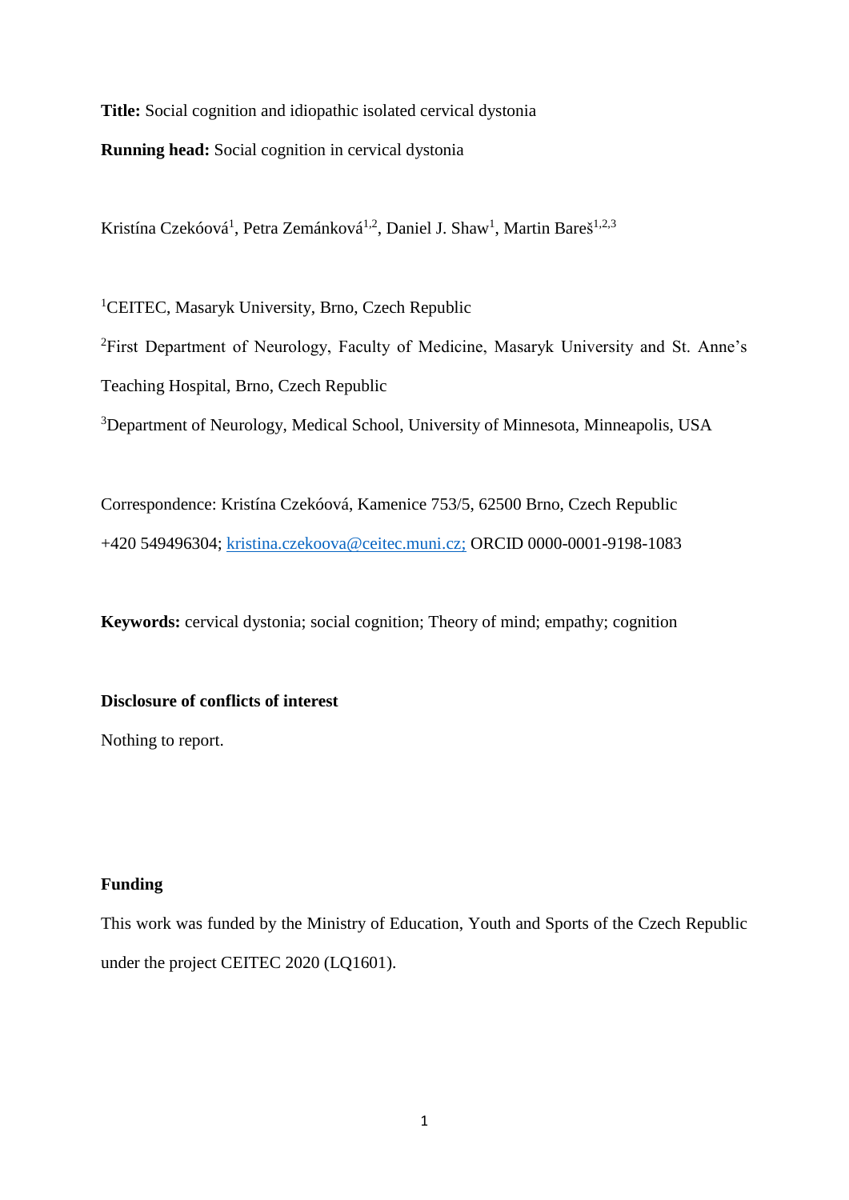**Title:** Social cognition and idiopathic isolated cervical dystonia

**Running head:** Social cognition in cervical dystonia

Kristína Czekóová[1], Petra Zemánková[1,2], Daniel J. Shaw[1], Martin Bareš[1,2,3]

[1]CEITEC, Masaryk University, Brno, Czech Republic

[2]First Department of Neurology, Faculty of Medicine, Masaryk University and St. Anne's Teaching Hospital, Brno, Czech Republic

[3]Department of Neurology, Medical School, University of Minnesota, Minneapolis, USA

Correspondence: Kristína Czekóová, Kamenice 753/5, 62500 Brno, Czech Republic

+420 549496304; kristina.czekoova@ceitec.muni.cz; ORCID 0000-0001-9198-1083

**Keywords:** cervical dystonia; social cognition; Theory of mind; empathy; cognition

**Disclosure of conflicts of interest**

Nothing to report.

**Funding**

This work was funded by the Ministry of Education, Youth and Sports of the Czech Republic under the project CEITEC 2020 (LQ1601).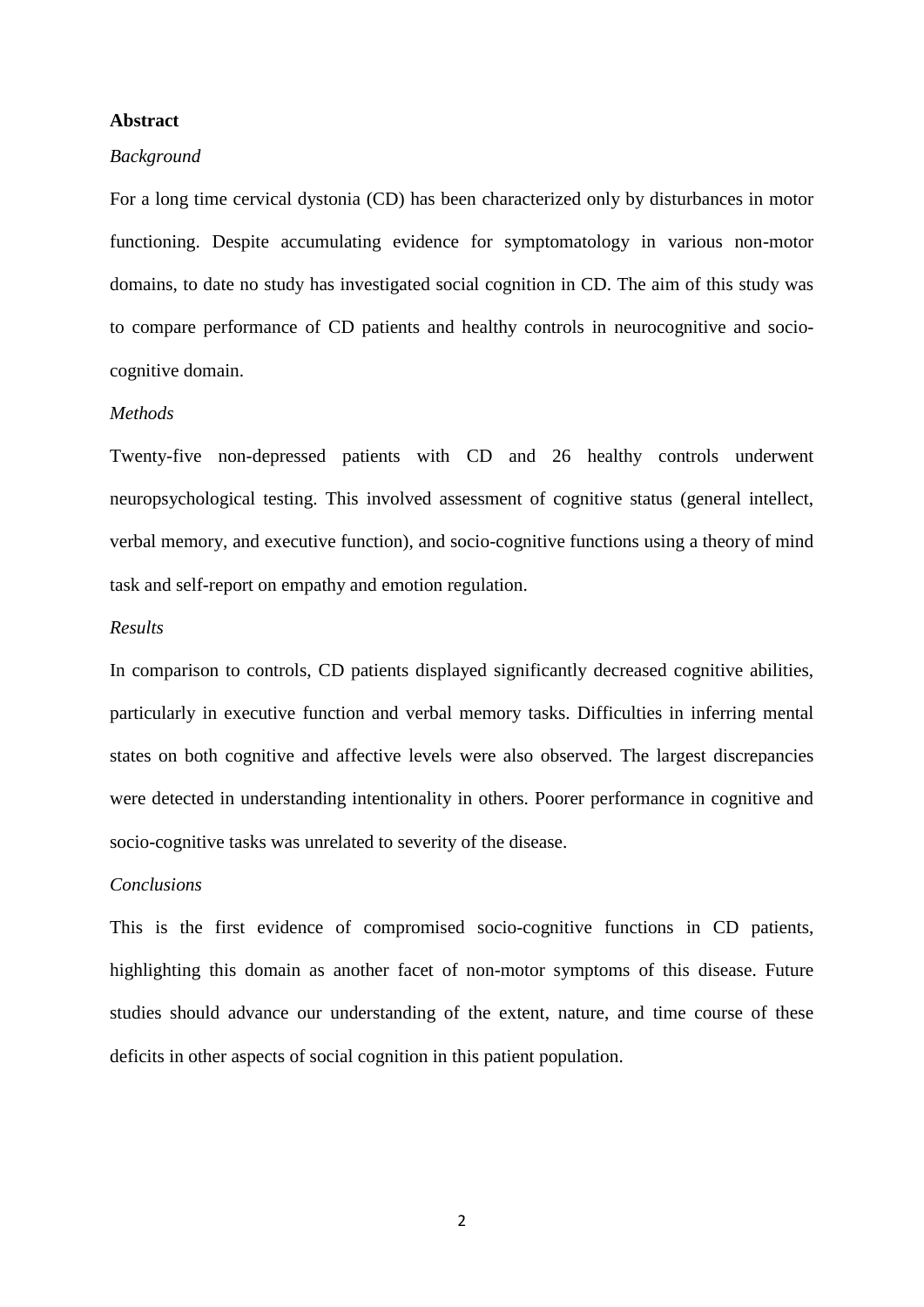## Abstract

*Background*

For a long time cervical dystonia (CD) has been characterized only by disturbances in motor functioning. Despite accumulating evidence for symptomatology in various non-motor domains, to date no study has investigated social cognition in CD. The aim of this study was to compare performance of CD patients and healthy controls in neurocognitive and socio-cognitive domain.

*Methods*

Twenty-five non-depressed patients with CD and 26 healthy controls underwent neuropsychological testing. This involved assessment of cognitive status (general intellect, verbal memory, and executive function), and socio-cognitive functions using a theory of mind task and self-report on empathy and emotion regulation.

*Results*

In comparison to controls, CD patients displayed significantly decreased cognitive abilities, particularly in executive function and verbal memory tasks. Difficulties in inferring mental states on both cognitive and affective levels were also observed. The largest discrepancies were detected in understanding intentionality in others. Poorer performance in cognitive and socio-cognitive tasks was unrelated to severity of the disease.

*Conclusions*

This is the first evidence of compromised socio-cognitive functions in CD patients, highlighting this domain as another facet of non-motor symptoms of this disease. Future studies should advance our understanding of the extent, nature, and time course of these deficits in other aspects of social cognition in this patient population.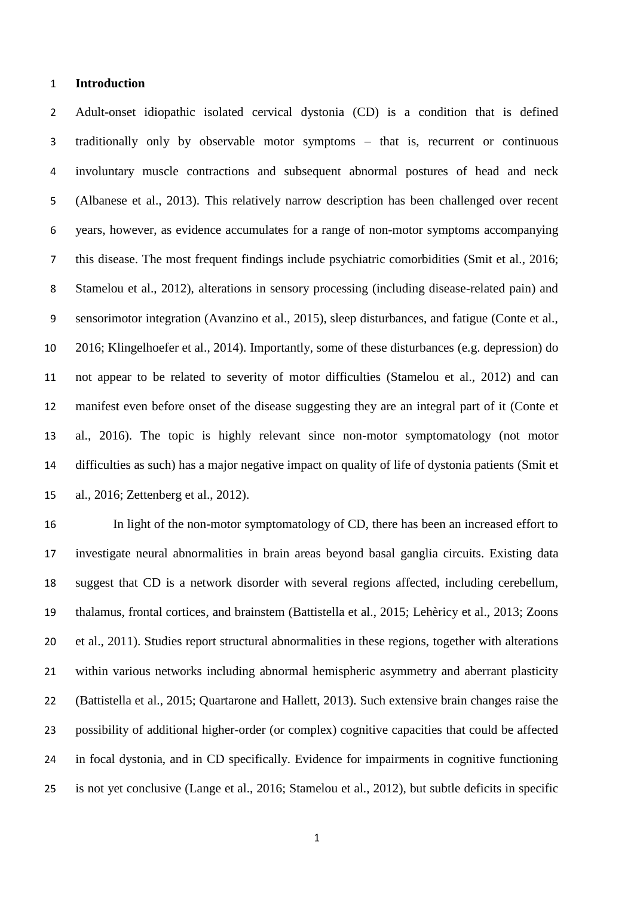# Introduction

Adult-onset idiopathic isolated cervical dystonia (CD) is a condition that is defined traditionally only by observable motor symptoms – that is, recurrent or continuous involuntary muscle contractions and subsequent abnormal postures of head and neck (Albanese et al., 2013). This relatively narrow description has been challenged over recent years, however, as evidence accumulates for a range of non-motor symptoms accompanying this disease. The most frequent findings include psychiatric comorbidities (Smit et al., 2016; Stamelou et al., 2012), alterations in sensory processing (including disease-related pain) and sensorimotor integration (Avanzino et al., 2015), sleep disturbances, and fatigue (Conte et al., 2016; Klingelhoefer et al., 2014). Importantly, some of these disturbances (e.g. depression) do not appear to be related to severity of motor difficulties (Stamelou et al., 2012) and can manifest even before onset of the disease suggesting they are an integral part of it (Conte et al., 2016). The topic is highly relevant since non-motor symptomatology (not motor difficulties as such) has a major negative impact on quality of life of dystonia patients (Smit et al., 2016; Zettenberg et al., 2012).

In light of the non-motor symptomatology of CD, there has been an increased effort to investigate neural abnormalities in brain areas beyond basal ganglia circuits. Existing data suggest that CD is a network disorder with several regions affected, including cerebellum, thalamus, frontal cortices, and brainstem (Battistella et al., 2015; Lehèricy et al., 2013; Zoons et al., 2011). Studies report structural abnormalities in these regions, together with alterations within various networks including abnormal hemispheric asymmetry and aberrant plasticity (Battistella et al., 2015; Quartarone and Hallett, 2013). Such extensive brain changes raise the possibility of additional higher-order (or complex) cognitive capacities that could be affected in focal dystonia, and in CD specifically. Evidence for impairments in cognitive functioning is not yet conclusive (Lange et al., 2016; Stamelou et al., 2012), but subtle deficits in specific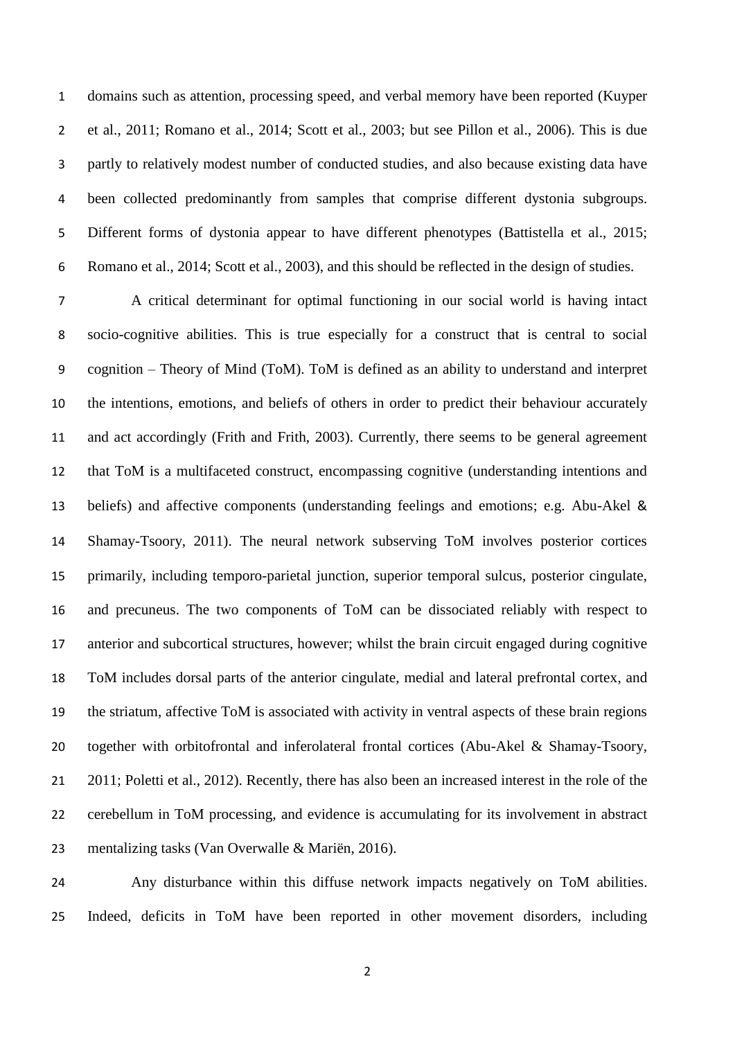domains such as attention, processing speed, and verbal memory have been reported (Kuyper et al., 2011; Romano et al., 2014; Scott et al., 2003; but see Pillon et al., 2006). This is due partly to relatively modest number of conducted studies, and also because existing data have been collected predominantly from samples that comprise different dystonia subgroups. Different forms of dystonia appear to have different phenotypes (Battistella et al., 2015; Romano et al., 2014; Scott et al., 2003), and this should be reflected in the design of studies.

A critical determinant for optimal functioning in our social world is having intact socio-cognitive abilities. This is true especially for a construct that is central to social cognition – Theory of Mind (ToM). ToM is defined as an ability to understand and interpret the intentions, emotions, and beliefs of others in order to predict their behaviour accurately and act accordingly (Frith and Frith, 2003). Currently, there seems to be general agreement that ToM is a multifaceted construct, encompassing cognitive (understanding intentions and beliefs) and affective components (understanding feelings and emotions; e.g. Abu-Akel & Shamay-Tsoory, 2011). The neural network subserving ToM involves posterior cortices primarily, including temporo-parietal junction, superior temporal sulcus, posterior cingulate, and precuneus. The two components of ToM can be dissociated reliably with respect to anterior and subcortical structures, however; whilst the brain circuit engaged during cognitive ToM includes dorsal parts of the anterior cingulate, medial and lateral prefrontal cortex, and the striatum, affective ToM is associated with activity in ventral aspects of these brain regions together with orbitofrontal and inferolateral frontal cortices (Abu-Akel & Shamay-Tsoory, 2011; Poletti et al., 2012). Recently, there has also been an increased interest in the role of the cerebellum in ToM processing, and evidence is accumulating for its involvement in abstract mentalizing tasks (Van Overwalle & Mariën, 2016).

Any disturbance within this diffuse network impacts negatively on ToM abilities. Indeed, deficits in ToM have been reported in other movement disorders, including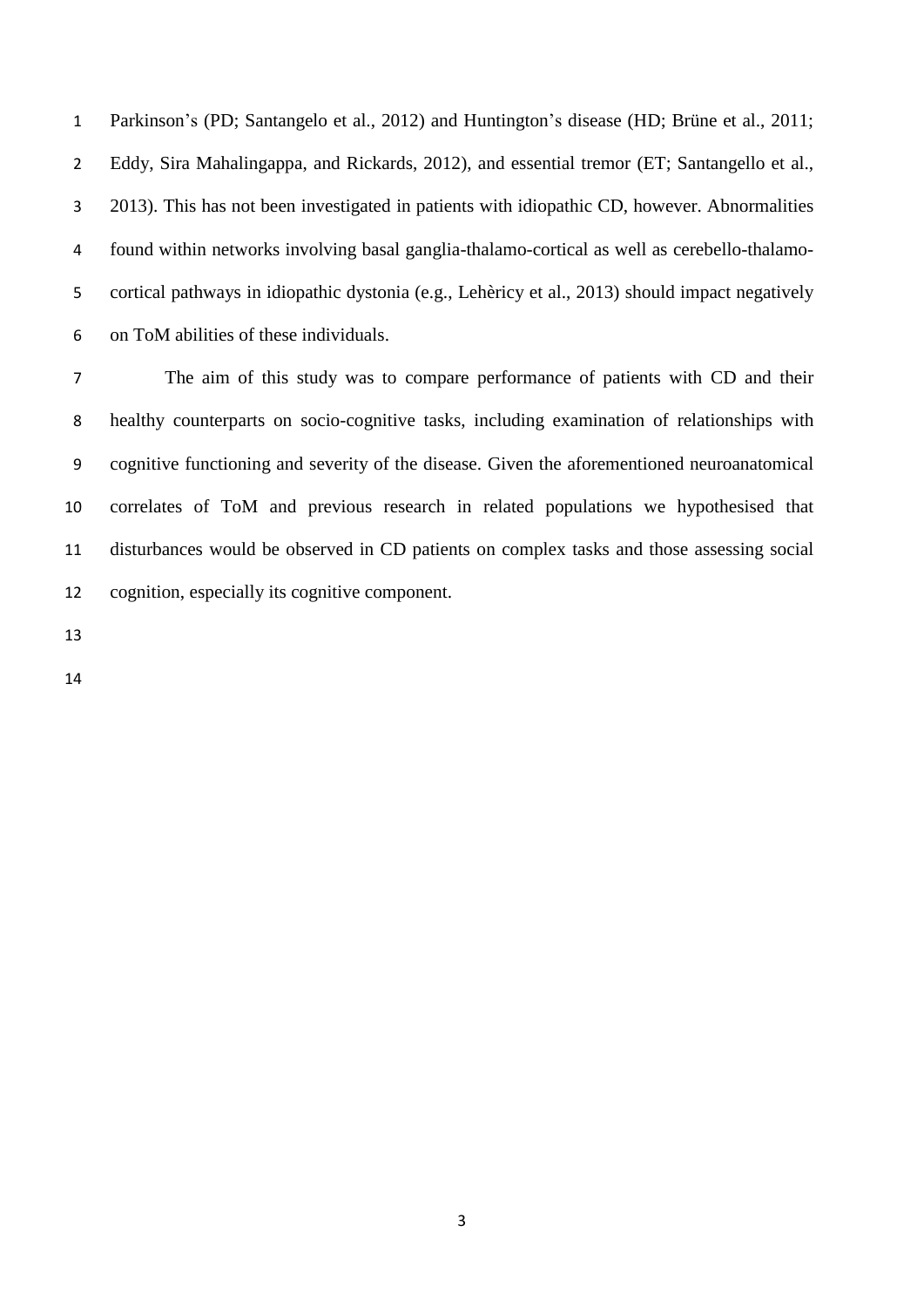Parkinson's (PD; Santangelo et al., 2012) and Huntington's disease (HD; Brüne et al., 2011; Eddy, Sira Mahalingappa, and Rickards, 2012), and essential tremor (ET; Santangello et al., 2013). This has not been investigated in patients with idiopathic CD, however. Abnormalities found within networks involving basal ganglia-thalamo-cortical as well as cerebello-thalamo-cortical pathways in idiopathic dystonia (e.g., Lehèricy et al., 2013) should impact negatively on ToM abilities of these individuals.

The aim of this study was to compare performance of patients with CD and their healthy counterparts on socio-cognitive tasks, including examination of relationships with cognitive functioning and severity of the disease. Given the aforementioned neuroanatomical correlates of ToM and previous research in related populations we hypothesised that disturbances would be observed in CD patients on complex tasks and those assessing social cognition, especially its cognitive component.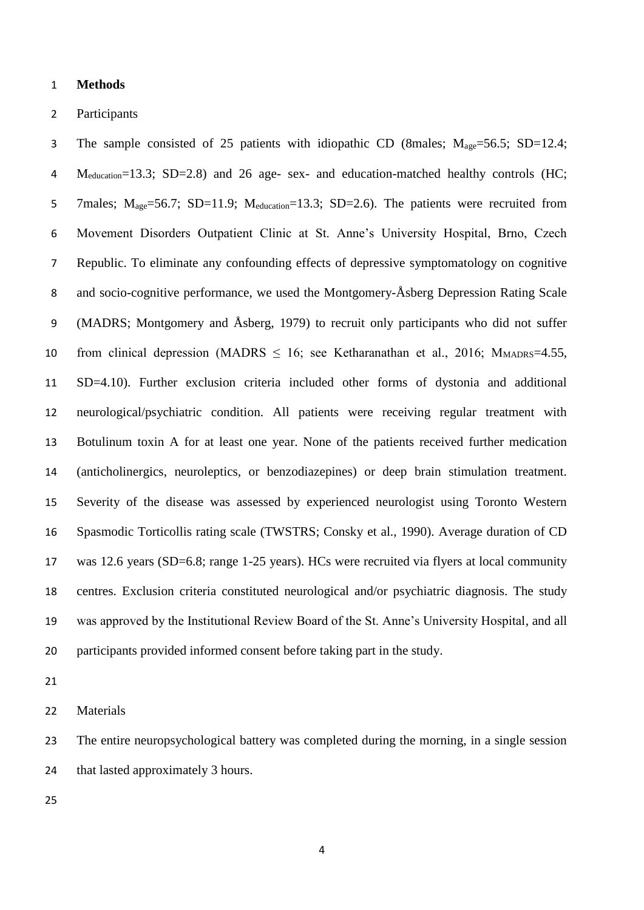**Methods**

Participants

The sample consisted of 25 patients with idiopathic CD (8males; $M_{age}$=56.5; SD=12.4; $M_{education}$=13.3; SD=2.8) and 26 age- sex- and education-matched healthy controls (HC; 7males; $M_{age}$=56.7; SD=11.9; $M_{education}$=13.3; SD=2.6). The patients were recruited from Movement Disorders Outpatient Clinic at St. Anne's University Hospital, Brno, Czech Republic. To eliminate any confounding effects of depressive symptomatology on cognitive and socio-cognitive performance, we used the Montgomery-Åsberg Depression Rating Scale (MADRS; Montgomery and Åsberg, 1979) to recruit only participants who did not suffer from clinical depression (MADRS ≤ 16; see Ketharanathan et al., 2016; $M_{MADRS}$=4.55, SD=4.10). Further exclusion criteria included other forms of dystonia and additional neurological/psychiatric condition. All patients were receiving regular treatment with Botulinum toxin A for at least one year. None of the patients received further medication (anticholinergics, neuroleptics, or benzodiazepines) or deep brain stimulation treatment. Severity of the disease was assessed by experienced neurologist using Toronto Western Spasmodic Torticollis rating scale (TWSTRS; Consky et al., 1990). Average duration of CD was 12.6 years (SD=6.8; range 1-25 years). HCs were recruited via flyers at local community centres. Exclusion criteria constituted neurological and/or psychiatric diagnosis. The study was approved by the Institutional Review Board of the St. Anne's University Hospital, and all participants provided informed consent before taking part in the study.

Materials

The entire neuropsychological battery was completed during the morning, in a single session that lasted approximately 3 hours.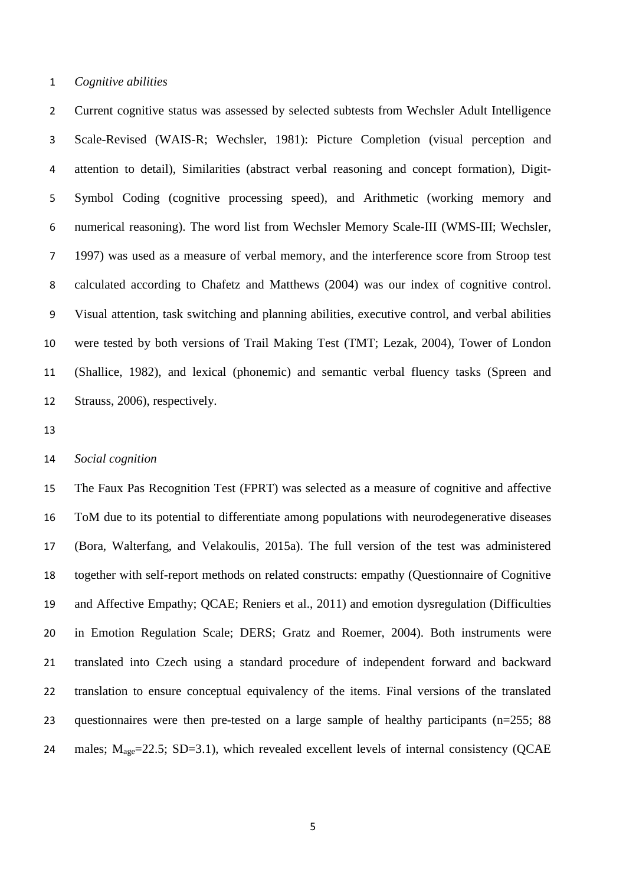*Cognitive abilities*

Current cognitive status was assessed by selected subtests from Wechsler Adult Intelligence Scale-Revised (WAIS-R; Wechsler, 1981): Picture Completion (visual perception and attention to detail), Similarities (abstract verbal reasoning and concept formation), Digit-Symbol Coding (cognitive processing speed), and Arithmetic (working memory and numerical reasoning). The word list from Wechsler Memory Scale-III (WMS-III; Wechsler, 1997) was used as a measure of verbal memory, and the interference score from Stroop test calculated according to Chafetz and Matthews (2004) was our index of cognitive control. Visual attention, task switching and planning abilities, executive control, and verbal abilities were tested by both versions of Trail Making Test (TMT; Lezak, 2004), Tower of London (Shallice, 1982), and lexical (phonemic) and semantic verbal fluency tasks (Spreen and Strauss, 2006), respectively.

*Social cognition*

The Faux Pas Recognition Test (FPRT) was selected as a measure of cognitive and affective ToM due to its potential to differentiate among populations with neurodegenerative diseases (Bora, Walterfang, and Velakoulis, 2015a). The full version of the test was administered together with self-report methods on related constructs: empathy (Questionnaire of Cognitive and Affective Empathy; QCAE; Reniers et al., 2011) and emotion dysregulation (Difficulties in Emotion Regulation Scale; DERS; Gratz and Roemer, 2004). Both instruments were translated into Czech using a standard procedure of independent forward and backward translation to ensure conceptual equivalency of the items. Final versions of the translated questionnaires were then pre-tested on a large sample of healthy participants (n=255; 88 males; $M_{age}$=22.5; SD=3.1), which revealed excellent levels of internal consistency (QCAE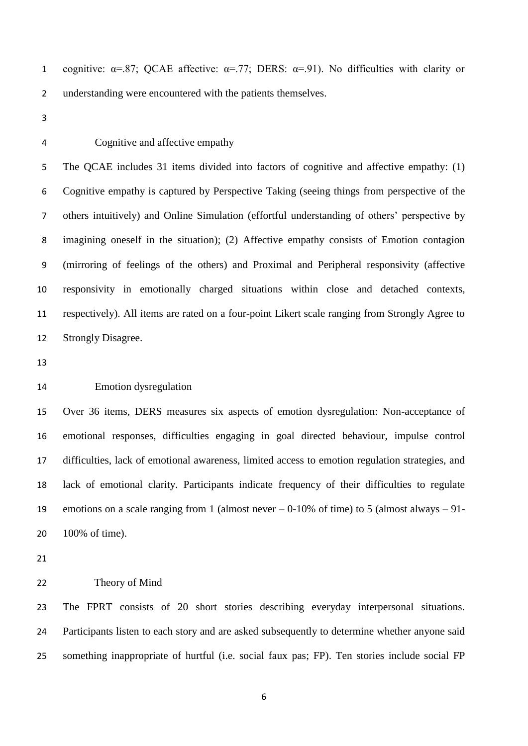cognitive: α=.87; QCAE affective: α=.77; DERS: α=.91). No difficulties with clarity or understanding were encountered with the patients themselves.

### Cognitive and affective empathy

The QCAE includes 31 items divided into factors of cognitive and affective empathy: (1) Cognitive empathy is captured by Perspective Taking (seeing things from perspective of the others intuitively) and Online Simulation (effortful understanding of others' perspective by imagining oneself in the situation); (2) Affective empathy consists of Emotion contagion (mirroring of feelings of the others) and Proximal and Peripheral responsivity (affective responsivity in emotionally charged situations within close and detached contexts, respectively). All items are rated on a four-point Likert scale ranging from Strongly Agree to Strongly Disagree.

### Emotion dysregulation

Over 36 items, DERS measures six aspects of emotion dysregulation: Non-acceptance of emotional responses, difficulties engaging in goal directed behaviour, impulse control difficulties, lack of emotional awareness, limited access to emotion regulation strategies, and lack of emotional clarity. Participants indicate frequency of their difficulties to regulate emotions on a scale ranging from 1 (almost never – 0-10% of time) to 5 (almost always – 91-100% of time).

### Theory of Mind

The FPRT consists of 20 short stories describing everyday interpersonal situations. Participants listen to each story and are asked subsequently to determine whether anyone said something inappropriate of hurtful (i.e. social faux pas; FP). Ten stories include social FP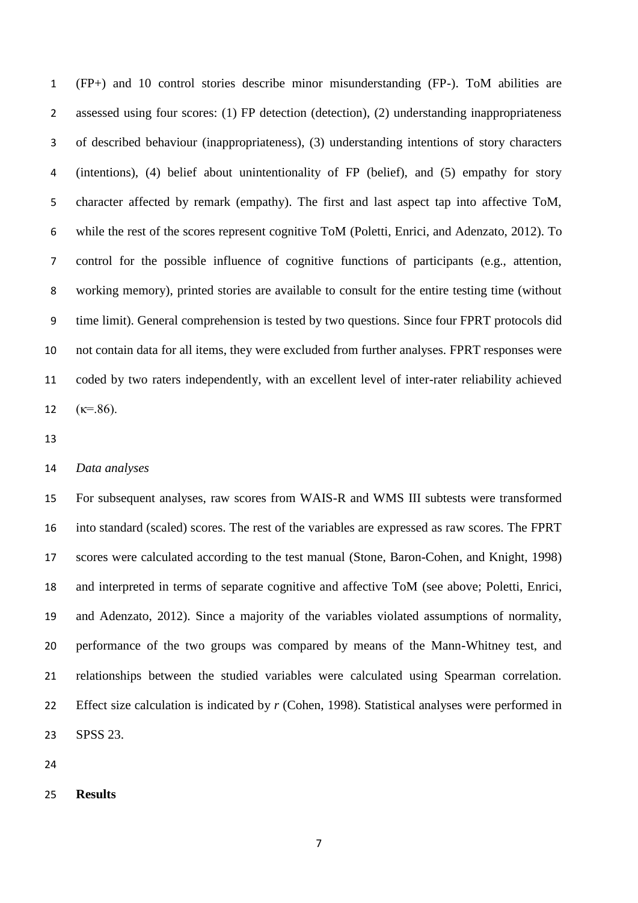(FP+) and 10 control stories describe minor misunderstanding (FP-). ToM abilities are assessed using four scores: (1) FP detection (detection), (2) understanding inappropriateness of described behaviour (inappropriateness), (3) understanding intentions of story characters (intentions), (4) belief about unintentionality of FP (belief), and (5) empathy for story character affected by remark (empathy). The first and last aspect tap into affective ToM, while the rest of the scores represent cognitive ToM (Poletti, Enrici, and Adenzato, 2012). To control for the possible influence of cognitive functions of participants (e.g., attention, working memory), printed stories are available to consult for the entire testing time (without time limit). General comprehension is tested by two questions. Since four FPRT protocols did not contain data for all items, they were excluded from further analyses. FPRT responses were coded by two raters independently, with an excellent level of inter-rater reliability achieved ($\kappa$=.86).

*Data analyses*

For subsequent analyses, raw scores from WAIS-R and WMS III subtests were transformed into standard (scaled) scores. The rest of the variables are expressed as raw scores. The FPRT scores were calculated according to the test manual (Stone, Baron-Cohen, and Knight, 1998) and interpreted in terms of separate cognitive and affective ToM (see above; Poletti, Enrici, and Adenzato, 2012). Since a majority of the variables violated assumptions of normality, performance of the two groups was compared by means of the Mann-Whitney test, and relationships between the studied variables were calculated using Spearman correlation. Effect size calculation is indicated by $r$ (Cohen, 1998). Statistical analyses were performed in SPSS 23.

**Results**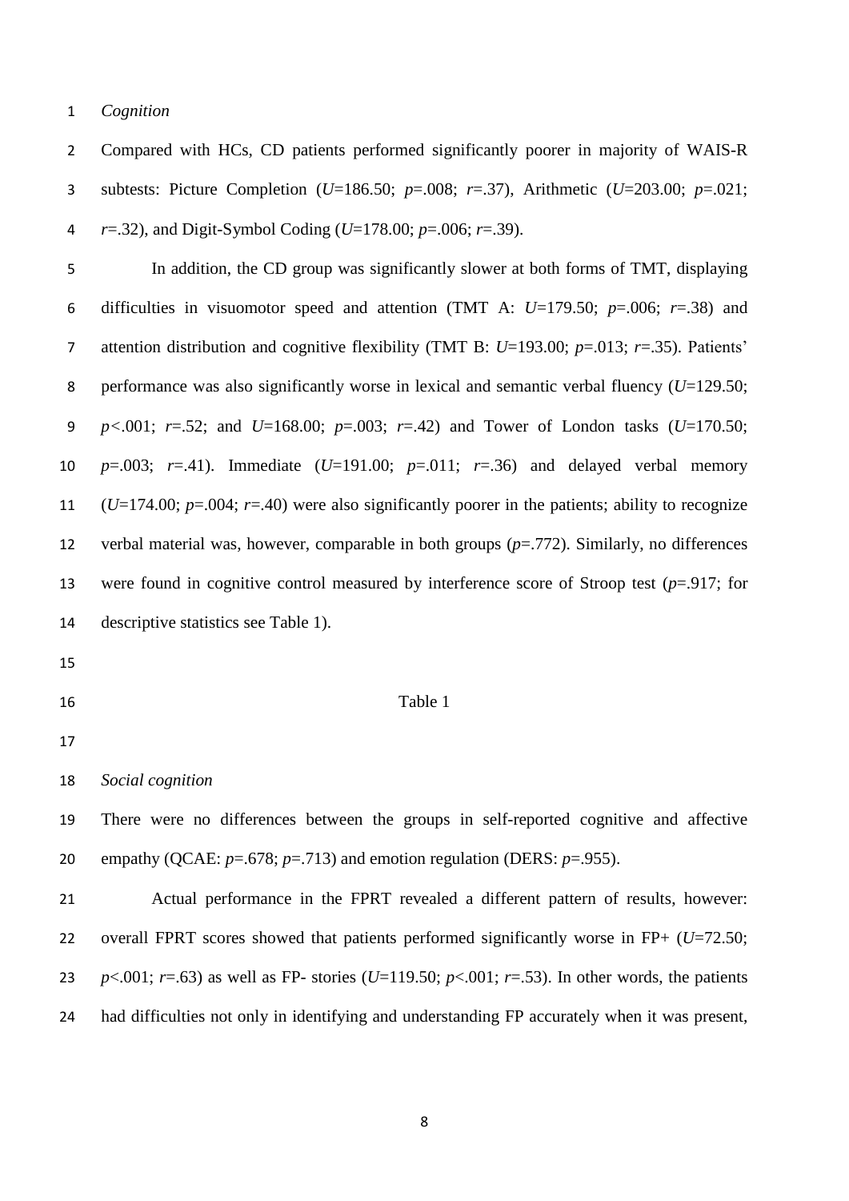*Cognition*

Compared with HCs, CD patients performed significantly poorer in majority of WAIS-R subtests: Picture Completion (*U*=186.50; *p*=.008; *r*=.37), Arithmetic (*U*=203.00; *p*=.021; *r*=.32), and Digit-Symbol Coding (*U*=178.00; *p*=.006; *r*=.39).

In addition, the CD group was significantly slower at both forms of TMT, displaying difficulties in visuomotor speed and attention (TMT A: *U*=179.50; *p*=.006; *r*=.38) and attention distribution and cognitive flexibility (TMT B: *U*=193.00; *p*=.013; *r*=.35). Patients' performance was also significantly worse in lexical and semantic verbal fluency (*U*=129.50; *p*<.001; *r*=.52; and *U*=168.00; *p*=.003; *r*=.42) and Tower of London tasks (*U*=170.50; *p*=.003; *r*=.41). Immediate (*U*=191.00; *p*=.011; *r*=.36) and delayed verbal memory (*U*=174.00; *p*=.004; *r*=.40) were also significantly poorer in the patients; ability to recognize verbal material was, however, comparable in both groups (*p*=.772). Similarly, no differences were found in cognitive control measured by interference score of Stroop test (*p*=.917; for descriptive statistics see Table 1).

Table 1

*Social cognition*

There were no differences between the groups in self-reported cognitive and affective empathy (QCAE: *p*=.678; *p*=.713) and emotion regulation (DERS: *p*=.955).

Actual performance in the FPRT revealed a different pattern of results, however: overall FPRT scores showed that patients performed significantly worse in FP+ (*U*=72.50; *p*<.001; *r*=.63) as well as FP- stories (*U*=119.50; *p*<.001; *r*=.53). In other words, the patients had difficulties not only in identifying and understanding FP accurately when it was present,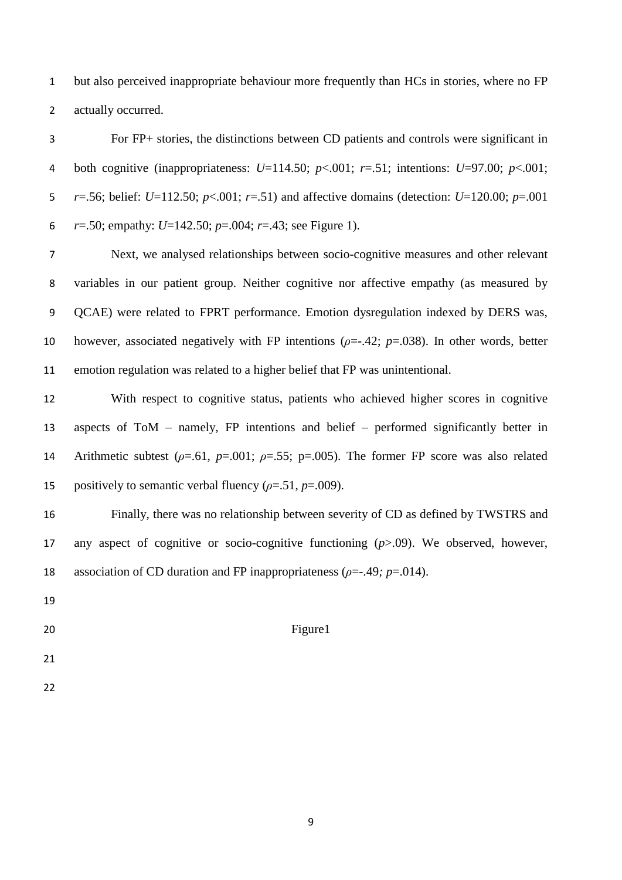but also perceived inappropriate behaviour more frequently than HCs in stories, where no FP actually occurred.

For FP+ stories, the distinctions between CD patients and controls were significant in both cognitive (inappropriateness: $U$=114.50; $p$<.001; $r$=.51; intentions: $U$=97.00; $p$<.001; $r$=.56; belief: $U$=112.50; $p$<.001; $r$=.51) and affective domains (detection: $U$=120.00; $p$=.001 $r$=.50; empathy: $U$=142.50; $p$=.004; $r$=.43; see Figure 1).

Next, we analysed relationships between socio-cognitive measures and other relevant variables in our patient group. Neither cognitive nor affective empathy (as measured by QCAE) were related to FPRT performance. Emotion dysregulation indexed by DERS was, however, associated negatively with FP intentions ($\rho$=-.42; $p$=.038). In other words, better emotion regulation was related to a higher belief that FP was unintentional.

With respect to cognitive status, patients who achieved higher scores in cognitive aspects of ToM – namely, FP intentions and belief – performed significantly better in Arithmetic subtest ($\rho$=.61, $p$=.001; $\rho$=.55; p=.005). The former FP score was also related positively to semantic verbal fluency ($\rho$=.51, $p$=.009).

Finally, there was no relationship between severity of CD as defined by TWSTRS and any aspect of cognitive or socio-cognitive functioning ($p$>.09). We observed, however, association of CD duration and FP inappropriateness ($\rho$=-.49; $p$=.014).

Figure1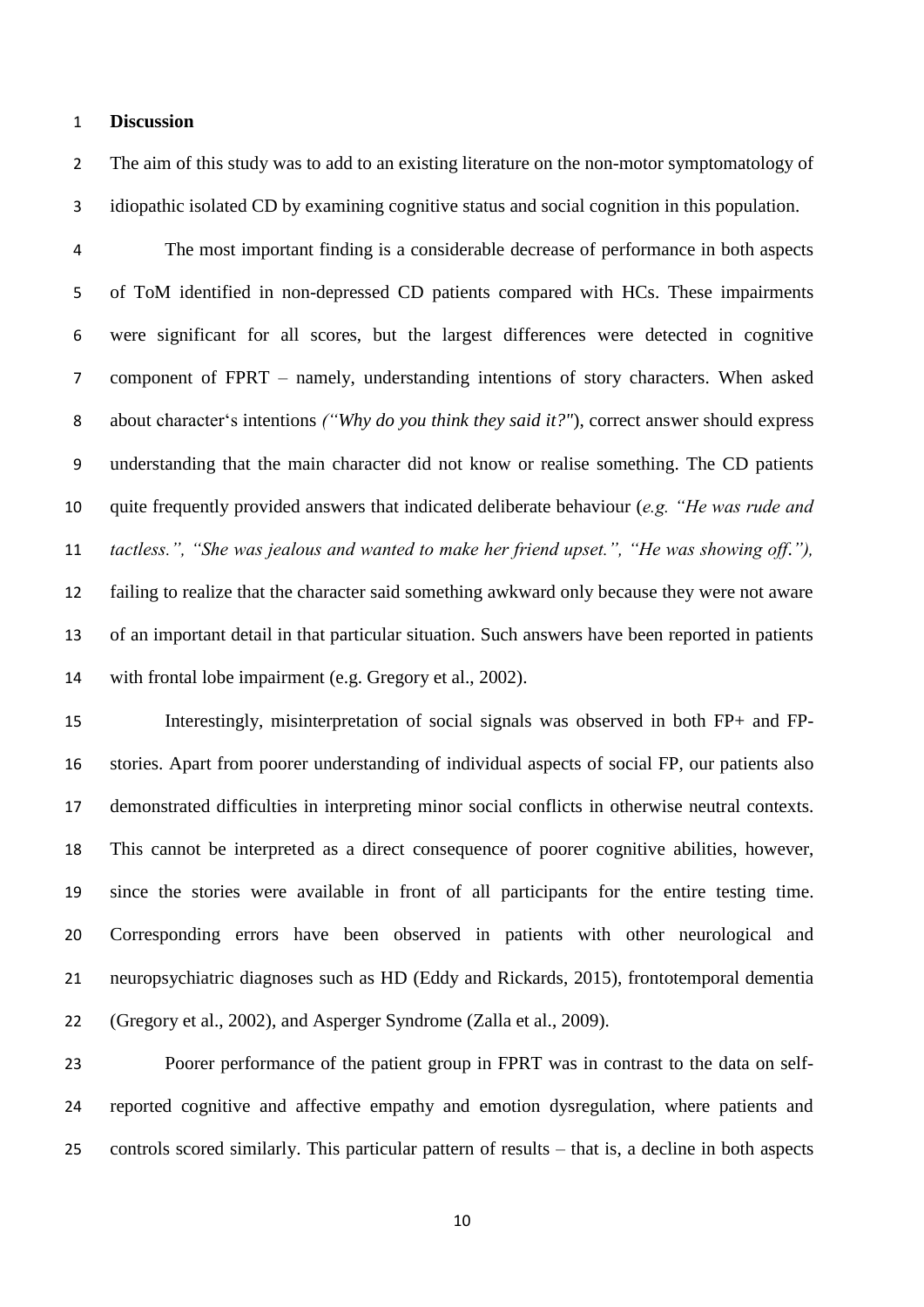**Discussion**

The aim of this study was to add to an existing literature on the non-motor symptomatology of idiopathic isolated CD by examining cognitive status and social cognition in this population.

The most important finding is a considerable decrease of performance in both aspects of ToM identified in non-depressed CD patients compared with HCs. These impairments were significant for all scores, but the largest differences were detected in cognitive component of FPRT – namely, understanding intentions of story characters. When asked about character's intentions *("Why do you think they said it?"*), correct answer should express understanding that the main character did not know or realise something. The CD patients quite frequently provided answers that indicated deliberate behaviour (*e.g. "He was rude and tactless.", "She was jealous and wanted to make her friend upset.", "He was showing off.")*, failing to realize that the character said something awkward only because they were not aware of an important detail in that particular situation. Such answers have been reported in patients with frontal lobe impairment (e.g. Gregory et al., 2002).

Interestingly, misinterpretation of social signals was observed in both FP+ and FP- stories. Apart from poorer understanding of individual aspects of social FP, our patients also demonstrated difficulties in interpreting minor social conflicts in otherwise neutral contexts. This cannot be interpreted as a direct consequence of poorer cognitive abilities, however, since the stories were available in front of all participants for the entire testing time. Corresponding errors have been observed in patients with other neurological and neuropsychiatric diagnoses such as HD (Eddy and Rickards, 2015), frontotemporal dementia (Gregory et al., 2002), and Asperger Syndrome (Zalla et al., 2009).

Poorer performance of the patient group in FPRT was in contrast to the data on self-reported cognitive and affective empathy and emotion dysregulation, where patients and controls scored similarly. This particular pattern of results – that is, a decline in both aspects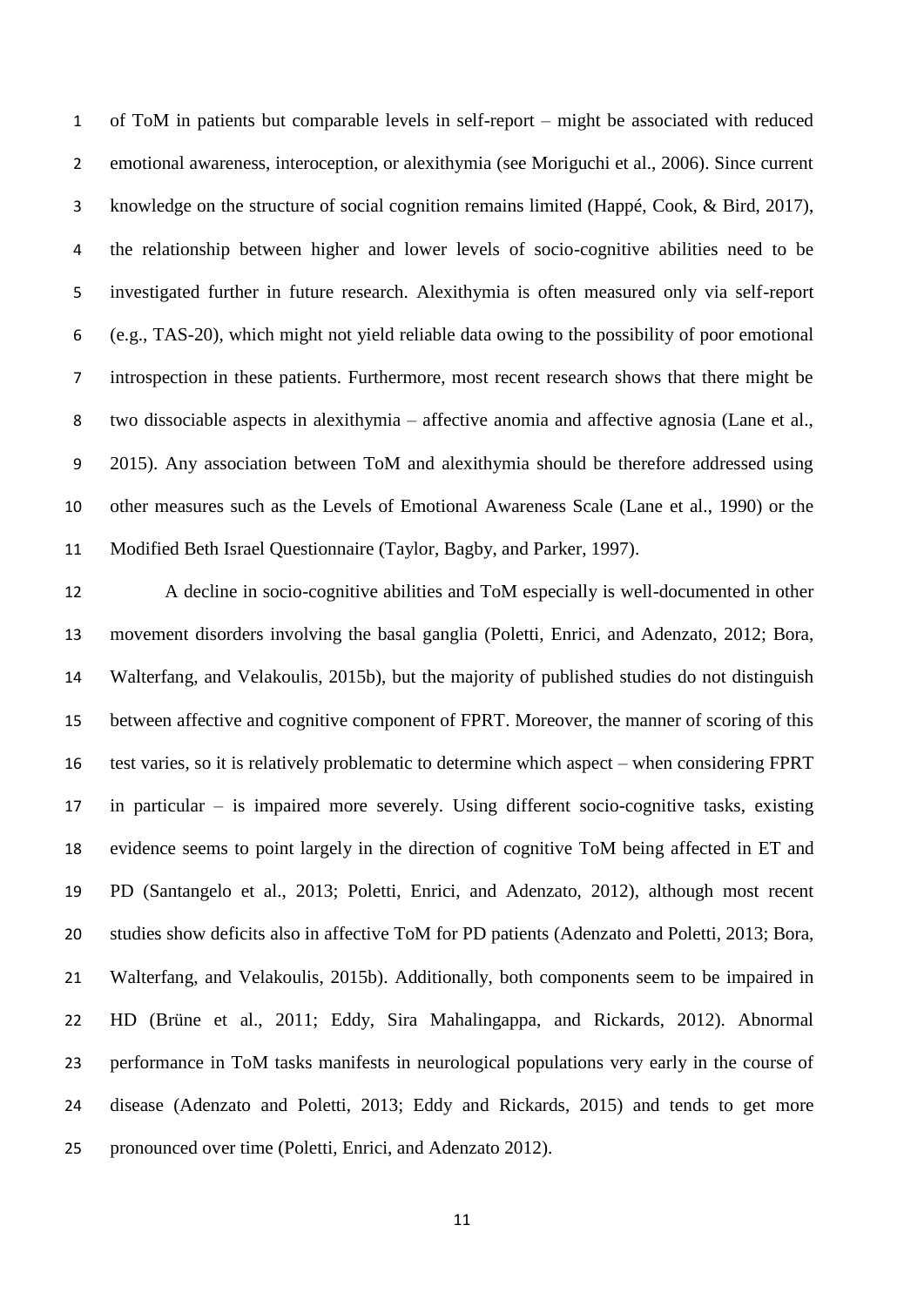of ToM in patients but comparable levels in self-report – might be associated with reduced emotional awareness, interoception, or alexithymia (see Moriguchi et al., 2006). Since current knowledge on the structure of social cognition remains limited (Happé, Cook, & Bird, 2017), the relationship between higher and lower levels of socio-cognitive abilities need to be investigated further in future research. Alexithymia is often measured only via self-report (e.g., TAS-20), which might not yield reliable data owing to the possibility of poor emotional introspection in these patients. Furthermore, most recent research shows that there might be two dissociable aspects in alexithymia – affective anomia and affective agnosia (Lane et al., 2015). Any association between ToM and alexithymia should be therefore addressed using other measures such as the Levels of Emotional Awareness Scale (Lane et al., 1990) or the Modified Beth Israel Questionnaire (Taylor, Bagby, and Parker, 1997).

A decline in socio-cognitive abilities and ToM especially is well-documented in other movement disorders involving the basal ganglia (Poletti, Enrici, and Adenzato, 2012; Bora, Walterfang, and Velakoulis, 2015b), but the majority of published studies do not distinguish between affective and cognitive component of FPRT. Moreover, the manner of scoring of this test varies, so it is relatively problematic to determine which aspect – when considering FPRT in particular – is impaired more severely. Using different socio-cognitive tasks, existing evidence seems to point largely in the direction of cognitive ToM being affected in ET and PD (Santangelo et al., 2013; Poletti, Enrici, and Adenzato, 2012), although most recent studies show deficits also in affective ToM for PD patients (Adenzato and Poletti, 2013; Bora, Walterfang, and Velakoulis, 2015b). Additionally, both components seem to be impaired in HD (Brüne et al., 2011; Eddy, Sira Mahalingappa, and Rickards, 2012). Abnormal performance in ToM tasks manifests in neurological populations very early in the course of disease (Adenzato and Poletti, 2013; Eddy and Rickards, 2015) and tends to get more pronounced over time (Poletti, Enrici, and Adenzato 2012).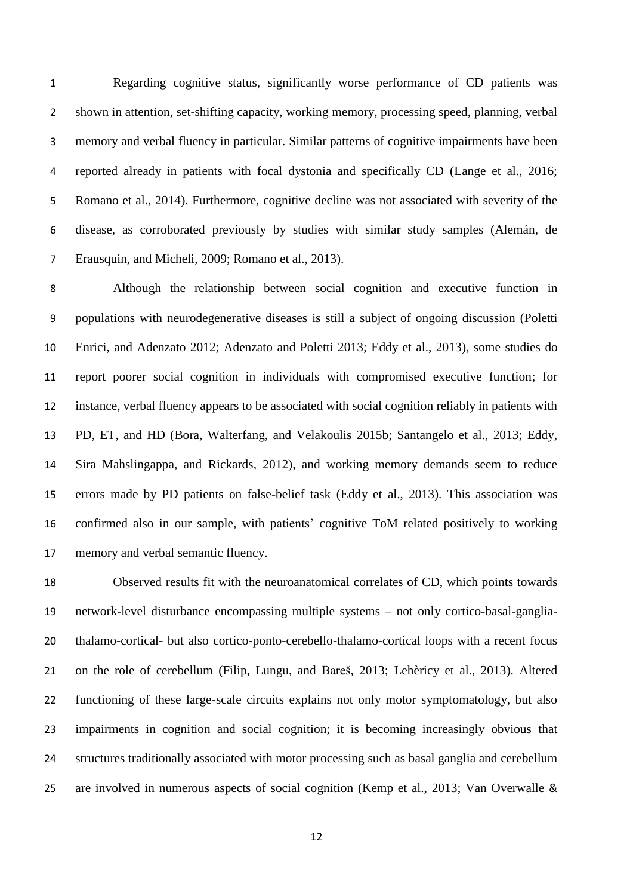Regarding cognitive status, significantly worse performance of CD patients was shown in attention, set-shifting capacity, working memory, processing speed, planning, verbal memory and verbal fluency in particular. Similar patterns of cognitive impairments have been reported already in patients with focal dystonia and specifically CD (Lange et al., 2016; Romano et al., 2014). Furthermore, cognitive decline was not associated with severity of the disease, as corroborated previously by studies with similar study samples (Alemán, de Erausquin, and Micheli, 2009; Romano et al., 2013).

Although the relationship between social cognition and executive function in populations with neurodegenerative diseases is still a subject of ongoing discussion (Poletti Enrici, and Adenzato 2012; Adenzato and Poletti 2013; Eddy et al., 2013), some studies do report poorer social cognition in individuals with compromised executive function; for instance, verbal fluency appears to be associated with social cognition reliably in patients with PD, ET, and HD (Bora, Walterfang, and Velakoulis 2015b; Santangelo et al., 2013; Eddy, Sira Mahslingappa, and Rickards, 2012), and working memory demands seem to reduce errors made by PD patients on false-belief task (Eddy et al., 2013). This association was confirmed also in our sample, with patients' cognitive ToM related positively to working memory and verbal semantic fluency.

Observed results fit with the neuroanatomical correlates of CD, which points towards network-level disturbance encompassing multiple systems – not only cortico-basal-ganglia-thalamo-cortical- but also cortico-ponto-cerebello-thalamo-cortical loops with a recent focus on the role of cerebellum (Filip, Lungu, and Bareš, 2013; Lehèricy et al., 2013). Altered functioning of these large-scale circuits explains not only motor symptomatology, but also impairments in cognition and social cognition; it is becoming increasingly obvious that structures traditionally associated with motor processing such as basal ganglia and cerebellum are involved in numerous aspects of social cognition (Kemp et al., 2013; Van Overwalle &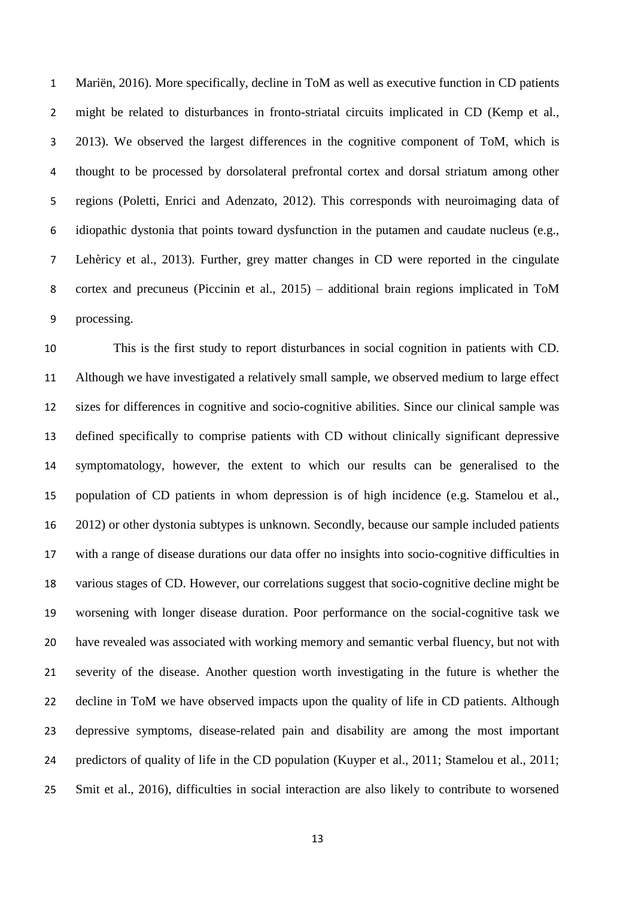Mariën, 2016). More specifically, decline in ToM as well as executive function in CD patients might be related to disturbances in fronto-striatal circuits implicated in CD (Kemp et al., 2013). We observed the largest differences in the cognitive component of ToM, which is thought to be processed by dorsolateral prefrontal cortex and dorsal striatum among other regions (Poletti, Enrici and Adenzato, 2012). This corresponds with neuroimaging data of idiopathic dystonia that points toward dysfunction in the putamen and caudate nucleus (e.g., Lehèricy et al., 2013). Further, grey matter changes in CD were reported in the cingulate cortex and precuneus (Piccinin et al., 2015) – additional brain regions implicated in ToM processing.

This is the first study to report disturbances in social cognition in patients with CD. Although we have investigated a relatively small sample, we observed medium to large effect sizes for differences in cognitive and socio-cognitive abilities. Since our clinical sample was defined specifically to comprise patients with CD without clinically significant depressive symptomatology, however, the extent to which our results can be generalised to the population of CD patients in whom depression is of high incidence (e.g. Stamelou et al., 2012) or other dystonia subtypes is unknown. Secondly, because our sample included patients with a range of disease durations our data offer no insights into socio-cognitive difficulties in various stages of CD. However, our correlations suggest that socio-cognitive decline might be worsening with longer disease duration. Poor performance on the social-cognitive task we have revealed was associated with working memory and semantic verbal fluency, but not with severity of the disease. Another question worth investigating in the future is whether the decline in ToM we have observed impacts upon the quality of life in CD patients. Although depressive symptoms, disease-related pain and disability are among the most important predictors of quality of life in the CD population (Kuyper et al., 2011; Stamelou et al., 2011; Smit et al., 2016), difficulties in social interaction are also likely to contribute to worsened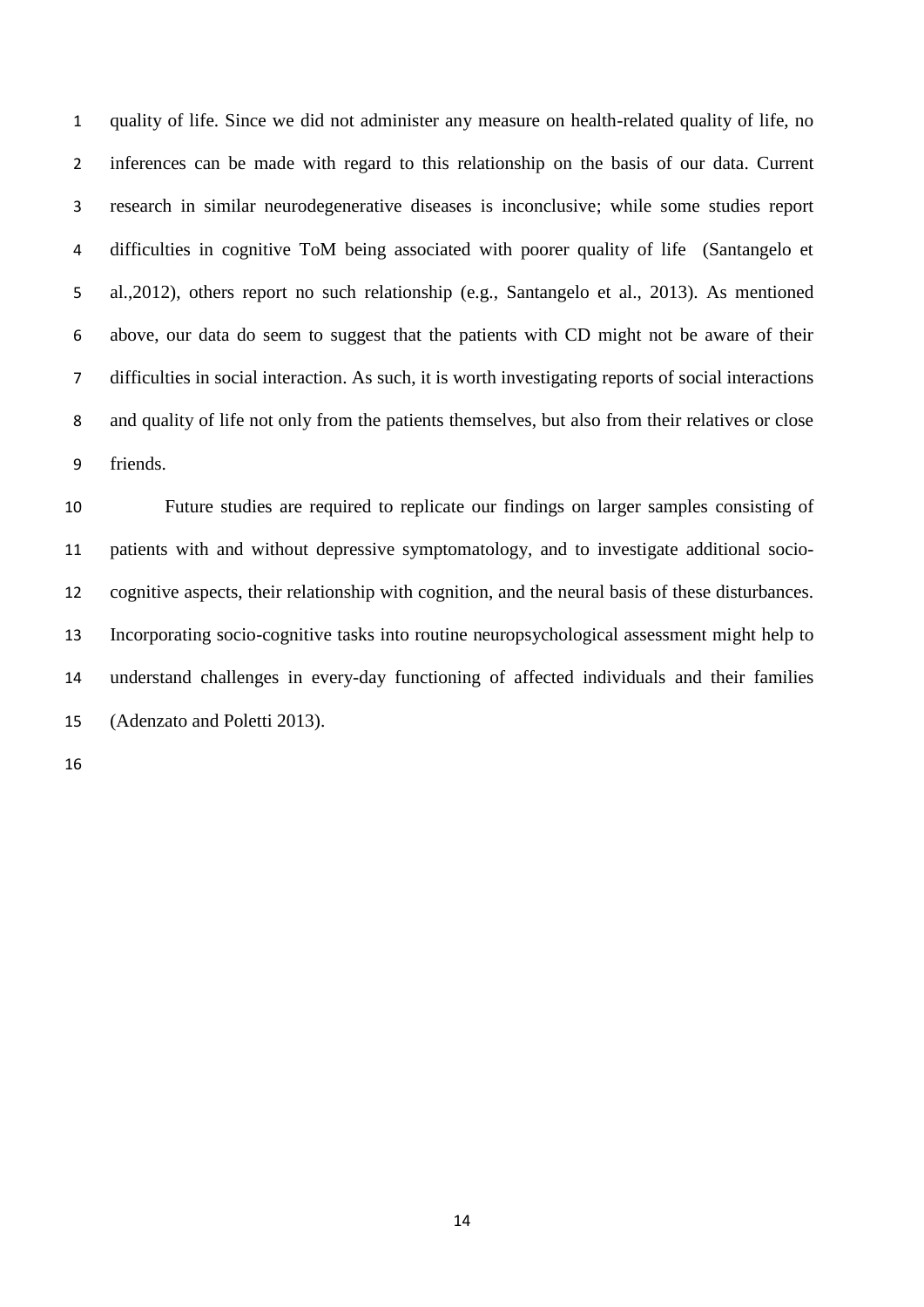quality of life. Since we did not administer any measure on health-related quality of life, no inferences can be made with regard to this relationship on the basis of our data. Current research in similar neurodegenerative diseases is inconclusive; while some studies report difficulties in cognitive ToM being associated with poorer quality of life (Santangelo et al.,2012), others report no such relationship (e.g., Santangelo et al., 2013). As mentioned above, our data do seem to suggest that the patients with CD might not be aware of their difficulties in social interaction. As such, it is worth investigating reports of social interactions and quality of life not only from the patients themselves, but also from their relatives or close friends.

Future studies are required to replicate our findings on larger samples consisting of patients with and without depressive symptomatology, and to investigate additional socio-cognitive aspects, their relationship with cognition, and the neural basis of these disturbances. Incorporating socio-cognitive tasks into routine neuropsychological assessment might help to understand challenges in every-day functioning of affected individuals and their families (Adenzato and Poletti 2013).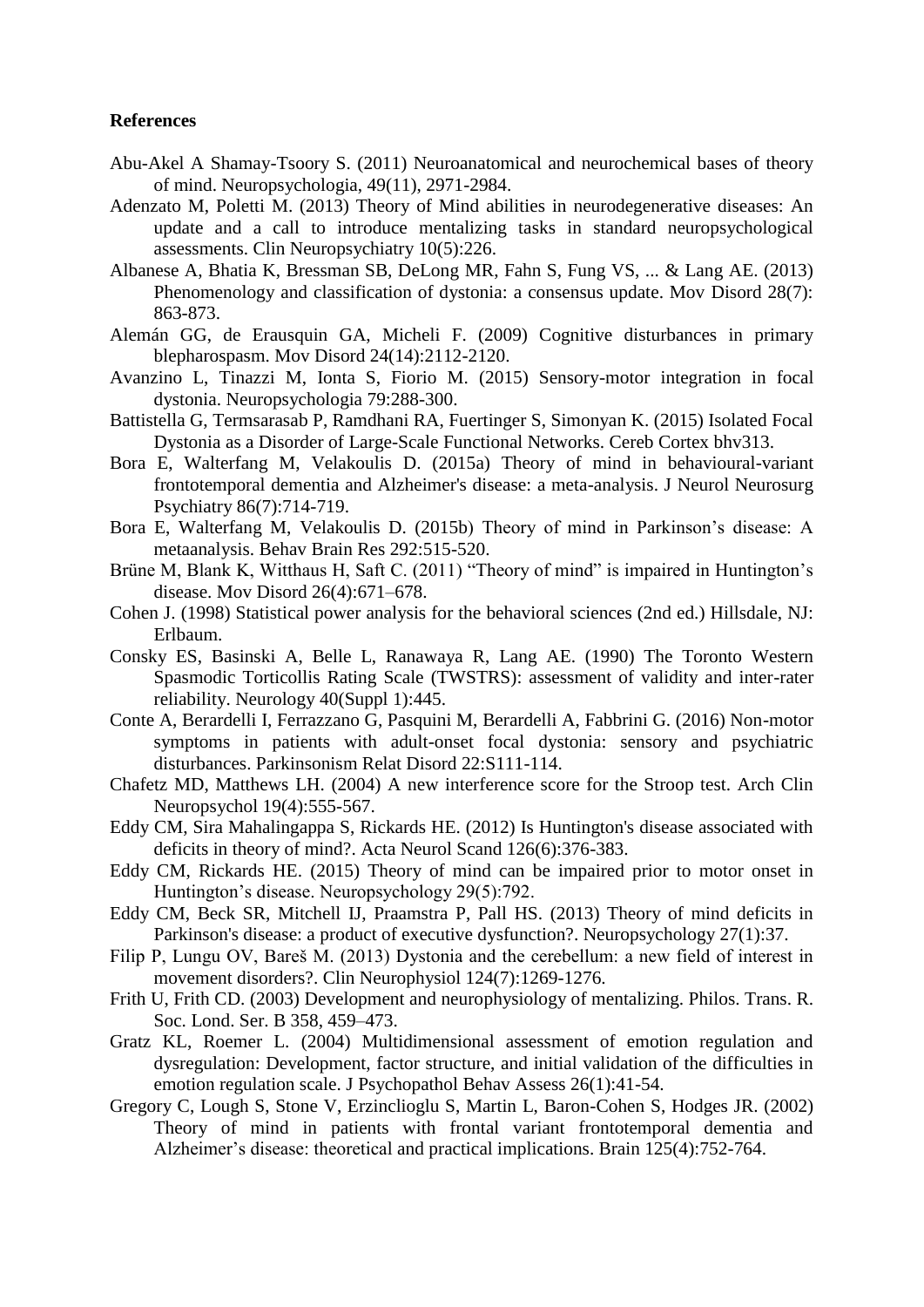**References**

Abu-Akel A Shamay-Tsoory S. (2011) Neuroanatomical and neurochemical bases of theory of mind. Neuropsychologia, 49(11), 2971-2984.

Adenzato M, Poletti M. (2013) Theory of Mind abilities in neurodegenerative diseases: An update and a call to introduce mentalizing tasks in standard neuropsychological assessments. Clin Neuropsychiatry 10(5):226.

Albanese A, Bhatia K, Bressman SB, DeLong MR, Fahn S, Fung VS, ... & Lang AE. (2013) Phenomenology and classification of dystonia: a consensus update. Mov Disord 28(7): 863-873.

Alemán GG, de Erausquin GA, Micheli F. (2009) Cognitive disturbances in primary blepharospasm. Mov Disord 24(14):2112-2120.

Avanzino L, Tinazzi M, Ionta S, Fiorio M. (2015) Sensory-motor integration in focal dystonia. Neuropsychologia 79:288-300.

Battistella G, Termsarasab P, Ramdhani RA, Fuertinger S, Simonyan K. (2015) Isolated Focal Dystonia as a Disorder of Large-Scale Functional Networks. Cereb Cortex bhv313.

Bora E, Walterfang M, Velakoulis D. (2015a) Theory of mind in behavioural-variant frontotemporal dementia and Alzheimer's disease: a meta-analysis. J Neurol Neurosurg Psychiatry 86(7):714-719.

Bora E, Walterfang M, Velakoulis D. (2015b) Theory of mind in Parkinson's disease: A metaanalysis. Behav Brain Res 292:515-520.

Brüne M, Blank K, Witthaus H, Saft C. (2011) "Theory of mind" is impaired in Huntington's disease. Mov Disord 26(4):671–678.

Cohen J. (1998) Statistical power analysis for the behavioral sciences (2nd ed.) Hillsdale, NJ: Erlbaum.

Consky ES, Basinski A, Belle L, Ranawaya R, Lang AE. (1990) The Toronto Western Spasmodic Torticollis Rating Scale (TWSTRS): assessment of validity and inter-rater reliability. Neurology 40(Suppl 1):445.

Conte A, Berardelli I, Ferrazzano G, Pasquini M, Berardelli A, Fabbrini G. (2016) Non-motor symptoms in patients with adult-onset focal dystonia: sensory and psychiatric disturbances. Parkinsonism Relat Disord 22:S111-114.

Chafetz MD, Matthews LH. (2004) A new interference score for the Stroop test. Arch Clin Neuropsychol 19(4):555-567.

Eddy CM, Sira Mahalingappa S, Rickards HE. (2012) Is Huntington's disease associated with deficits in theory of mind?. Acta Neurol Scand 126(6):376-383.

Eddy CM, Rickards HE. (2015) Theory of mind can be impaired prior to motor onset in Huntington's disease. Neuropsychology 29(5):792.

Eddy CM, Beck SR, Mitchell IJ, Praamstra P, Pall HS. (2013) Theory of mind deficits in Parkinson's disease: a product of executive dysfunction?. Neuropsychology 27(1):37.

Filip P, Lungu OV, Bareš M. (2013) Dystonia and the cerebellum: a new field of interest in movement disorders?. Clin Neurophysiol 124(7):1269-1276.

Frith U, Frith CD. (2003) Development and neurophysiology of mentalizing. Philos. Trans. R. Soc. Lond. Ser. B 358, 459–473.

Gratz KL, Roemer L. (2004) Multidimensional assessment of emotion regulation and dysregulation: Development, factor structure, and initial validation of the difficulties in emotion regulation scale. J Psychopathol Behav Assess 26(1):41-54.

Gregory C, Lough S, Stone V, Erzinclioglu S, Martin L, Baron-Cohen S, Hodges JR. (2002) Theory of mind in patients with frontal variant frontotemporal dementia and Alzheimer's disease: theoretical and practical implications. Brain 125(4):752-764.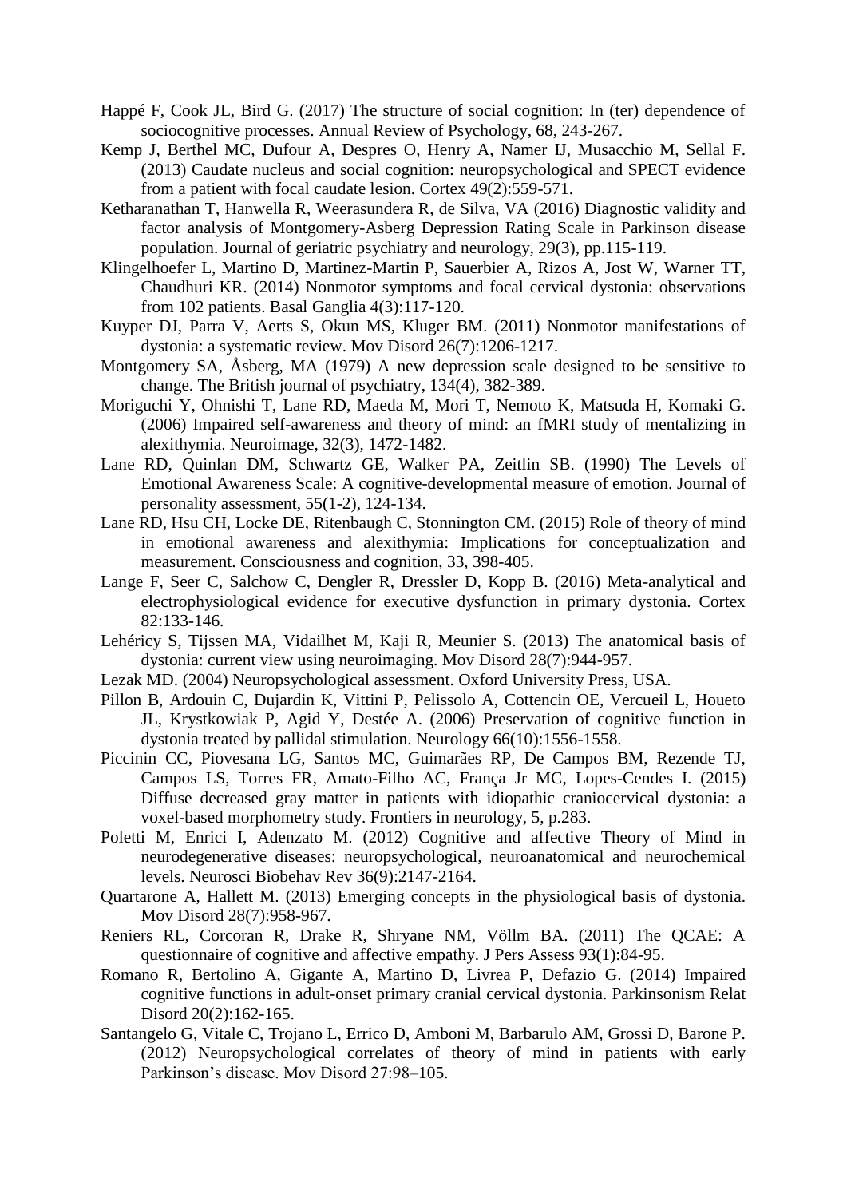Happé F, Cook JL, Bird G. (2017) The structure of social cognition: In (ter) dependence of sociocognitive processes. Annual Review of Psychology, 68, 243-267.

Kemp J, Berthel MC, Dufour A, Despres O, Henry A, Namer IJ, Musacchio M, Sellal F. (2013) Caudate nucleus and social cognition: neuropsychological and SPECT evidence from a patient with focal caudate lesion. Cortex 49(2):559-571.

Ketharanathan T, Hanwella R, Weerasundera R, de Silva, VA (2016) Diagnostic validity and factor analysis of Montgomery-Asberg Depression Rating Scale in Parkinson disease population. Journal of geriatric psychiatry and neurology, 29(3), pp.115-119.

Klingelhoefer L, Martino D, Martinez-Martin P, Sauerbier A, Rizos A, Jost W, Warner TT, Chaudhuri KR. (2014) Nonmotor symptoms and focal cervical dystonia: observations from 102 patients. Basal Ganglia 4(3):117-120.

Kuyper DJ, Parra V, Aerts S, Okun MS, Kluger BM. (2011) Nonmotor manifestations of dystonia: a systematic review. Mov Disord 26(7):1206-1217.

Montgomery SA, Åsberg, MA (1979) A new depression scale designed to be sensitive to change. The British journal of psychiatry, 134(4), 382-389.

Moriguchi Y, Ohnishi T, Lane RD, Maeda M, Mori T, Nemoto K, Matsuda H, Komaki G. (2006) Impaired self-awareness and theory of mind: an fMRI study of mentalizing in alexithymia. Neuroimage, 32(3), 1472-1482.

Lane RD, Quinlan DM, Schwartz GE, Walker PA, Zeitlin SB. (1990) The Levels of Emotional Awareness Scale: A cognitive-developmental measure of emotion. Journal of personality assessment, 55(1-2), 124-134.

Lane RD, Hsu CH, Locke DE, Ritenbaugh C, Stonnington CM. (2015) Role of theory of mind in emotional awareness and alexithymia: Implications for conceptualization and measurement. Consciousness and cognition, 33, 398-405.

Lange F, Seer C, Salchow C, Dengler R, Dressler D, Kopp B. (2016) Meta-analytical and electrophysiological evidence for executive dysfunction in primary dystonia. Cortex 82:133-146.

Lehéricy S, Tijssen MA, Vidailhet M, Kaji R, Meunier S. (2013) The anatomical basis of dystonia: current view using neuroimaging. Mov Disord 28(7):944-957.

Lezak MD. (2004) Neuropsychological assessment. Oxford University Press, USA.

Pillon B, Ardouin C, Dujardin K, Vittini P, Pelissolo A, Cottencin OE, Vercueil L, Houeto JL, Krystkowiak P, Agid Y, Destée A. (2006) Preservation of cognitive function in dystonia treated by pallidal stimulation. Neurology 66(10):1556-1558.

Piccinin CC, Piovesana LG, Santos MC, Guimarães RP, De Campos BM, Rezende TJ, Campos LS, Torres FR, Amato-Filho AC, França Jr MC, Lopes-Cendes I. (2015) Diffuse decreased gray matter in patients with idiopathic craniocervical dystonia: a voxel-based morphometry study. Frontiers in neurology, 5, p.283.

Poletti M, Enrici I, Adenzato M. (2012) Cognitive and affective Theory of Mind in neurodegenerative diseases: neuropsychological, neuroanatomical and neurochemical levels. Neurosci Biobehav Rev 36(9):2147-2164.

Quartarone A, Hallett M. (2013) Emerging concepts in the physiological basis of dystonia. Mov Disord 28(7):958-967.

Reniers RL, Corcoran R, Drake R, Shryane NM, Völlm BA. (2011) The QCAE: A questionnaire of cognitive and affective empathy. J Pers Assess 93(1):84-95.

Romano R, Bertolino A, Gigante A, Martino D, Livrea P, Defazio G. (2014) Impaired cognitive functions in adult-onset primary cranial cervical dystonia. Parkinsonism Relat Disord 20(2):162-165.

Santangelo G, Vitale C, Trojano L, Errico D, Amboni M, Barbarulo AM, Grossi D, Barone P. (2012) Neuropsychological correlates of theory of mind in patients with early Parkinson's disease. Mov Disord 27:98–105.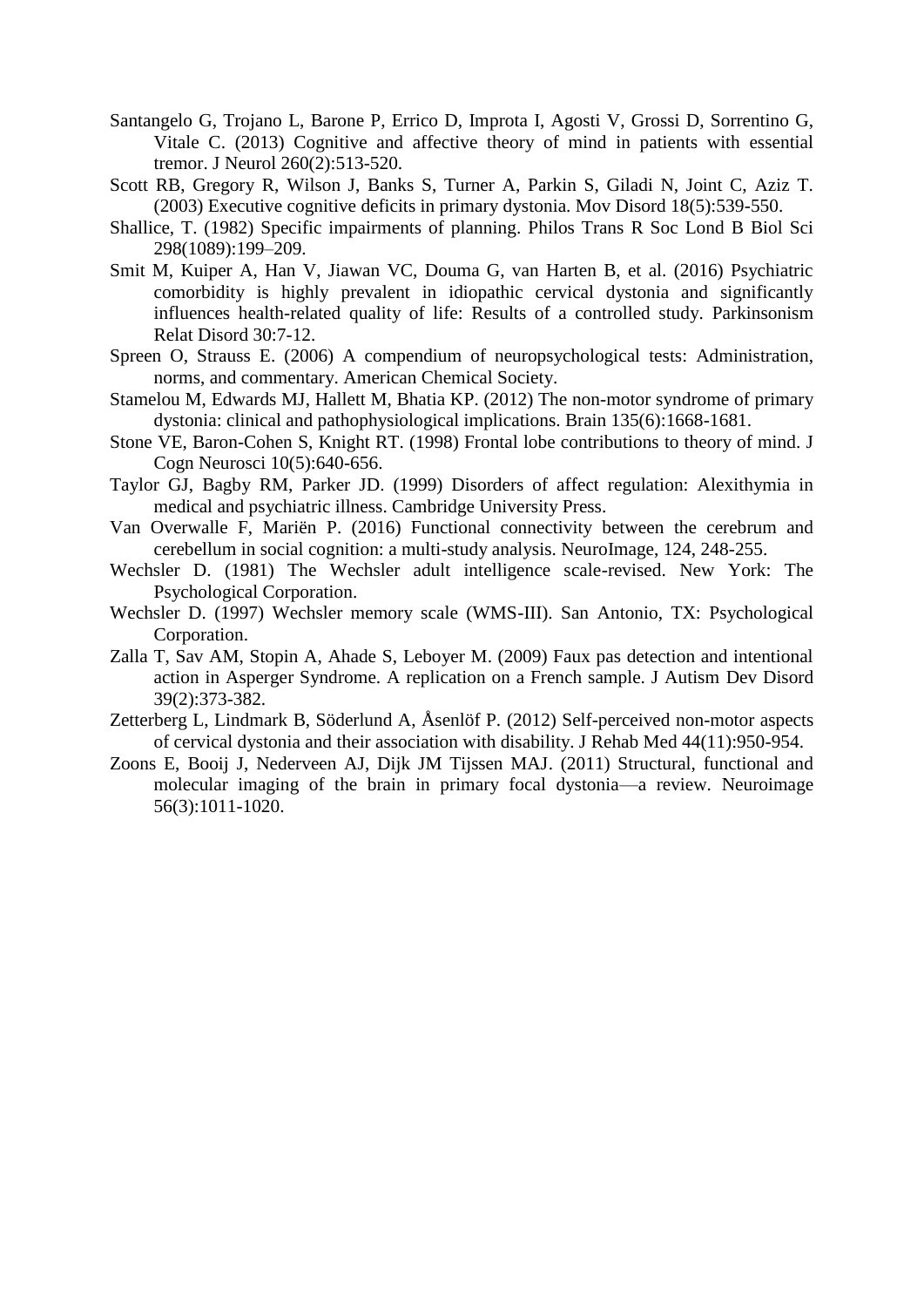Santangelo G, Trojano L, Barone P, Errico D, Improta I, Agosti V, Grossi D, Sorrentino G, Vitale C. (2013) Cognitive and affective theory of mind in patients with essential tremor. J Neurol 260(2):513-520.

Scott RB, Gregory R, Wilson J, Banks S, Turner A, Parkin S, Giladi N, Joint C, Aziz T. (2003) Executive cognitive deficits in primary dystonia. Mov Disord 18(5):539-550.

Shallice, T. (1982) Specific impairments of planning. Philos Trans R Soc Lond B Biol Sci 298(1089):199–209.

Smit M, Kuiper A, Han V, Jiawan VC, Douma G, van Harten B, et al. (2016) Psychiatric comorbidity is highly prevalent in idiopathic cervical dystonia and significantly influences health-related quality of life: Results of a controlled study. Parkinsonism Relat Disord 30:7-12.

Spreen O, Strauss E. (2006) A compendium of neuropsychological tests: Administration, norms, and commentary. American Chemical Society.

Stamelou M, Edwards MJ, Hallett M, Bhatia KP. (2012) The non-motor syndrome of primary dystonia: clinical and pathophysiological implications. Brain 135(6):1668-1681.

Stone VE, Baron-Cohen S, Knight RT. (1998) Frontal lobe contributions to theory of mind. J Cogn Neurosci 10(5):640-656.

Taylor GJ, Bagby RM, Parker JD. (1999) Disorders of affect regulation: Alexithymia in medical and psychiatric illness. Cambridge University Press.

Van Overwalle F, Mariën P. (2016) Functional connectivity between the cerebrum and cerebellum in social cognition: a multi-study analysis. NeuroImage, 124, 248-255.

Wechsler D. (1981) The Wechsler adult intelligence scale-revised. New York: The Psychological Corporation.

Wechsler D. (1997) Wechsler memory scale (WMS-III). San Antonio, TX: Psychological Corporation.

Zalla T, Sav AM, Stopin A, Ahade S, Leboyer M. (2009) Faux pas detection and intentional action in Asperger Syndrome. A replication on a French sample. J Autism Dev Disord 39(2):373-382.

Zetterberg L, Lindmark B, Söderlund A, Åsenlöf P. (2012) Self-perceived non-motor aspects of cervical dystonia and their association with disability. J Rehab Med 44(11):950-954.

Zoons E, Booij J, Nederveen AJ, Dijk JM Tijssen MAJ. (2011) Structural, functional and molecular imaging of the brain in primary focal dystonia—a review. Neuroimage 56(3):1011-1020.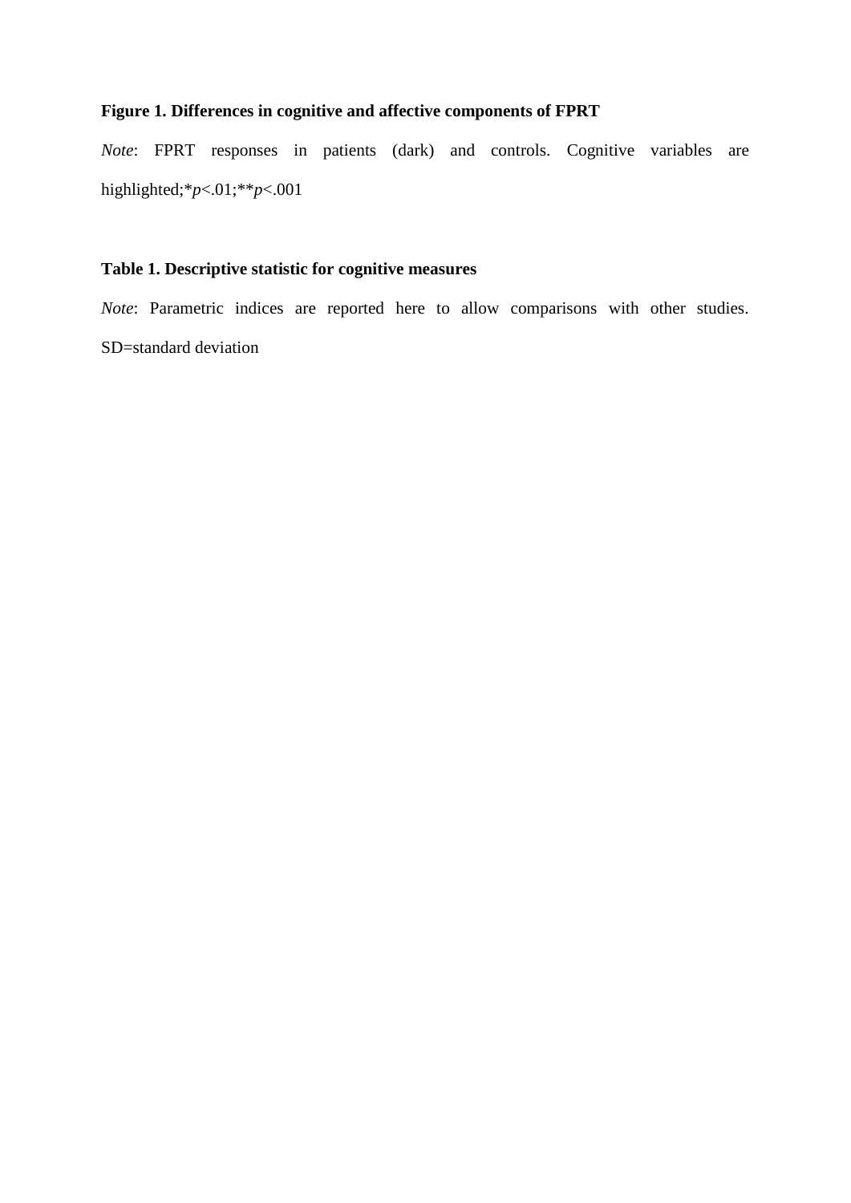**Figure 1. Differences in cognitive and affective components of FPRT**

*Note*: FPRT responses in patients (dark) and controls. Cognitive variables are highlighted;*$p<.01$;**$p<.001$

**Table 1. Descriptive statistic for cognitive measures**

*Note*: Parametric indices are reported here to allow comparisons with other studies. SD=standard deviation